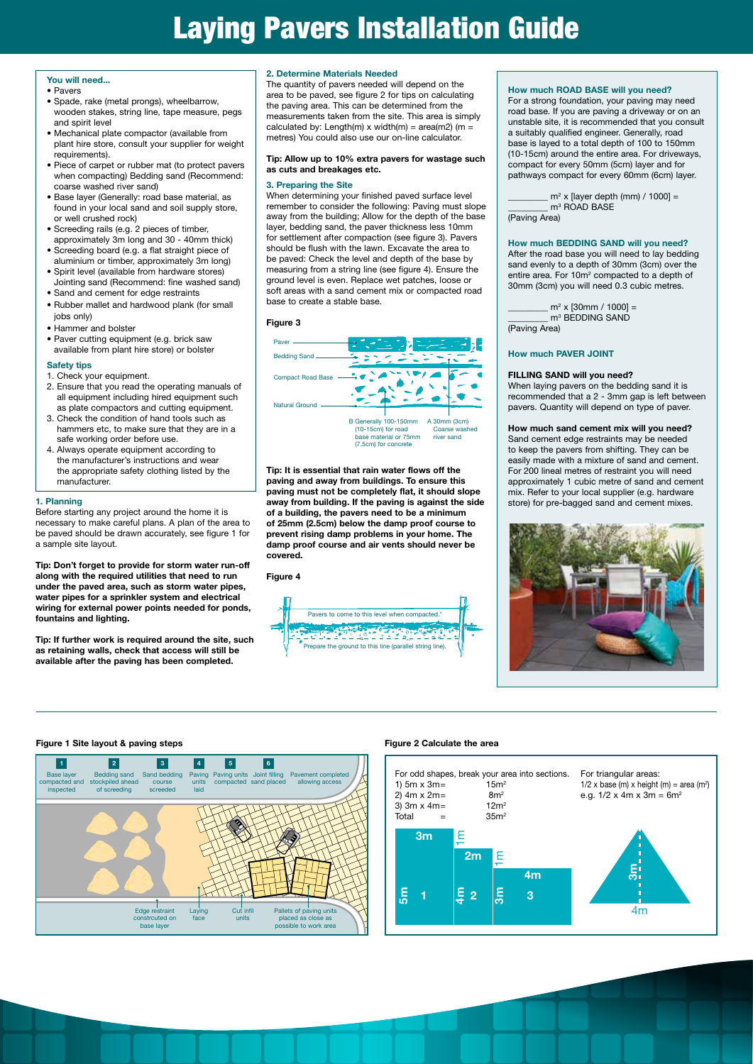# Laying Pavers Installation Guide

### You will need...

- Pavers
- Spade, rake (metal prongs), wheelbarrow, wooden stakes, string line, tape measure, pegs and spirit level
- Mechanical plate compactor (available from plant hire store, consult your supplier for weight requirements).
- Piece of carpet or rubber mat (to protect pavers when compacting) Bedding sand (Recommend: coarse washed river sand)
- Base layer (Generally: road base material, as found in your local sand and soil supply store, or well crushed rock)
- Screeding rails (e.g. 2 pieces of timber, approximately 3m long and 30 - 40mm thick)
- Screeding board (e.g. a flat straight piece of aluminium or timber, approximately 3m long)
- Spirit level (available from hardware stores) Jointing sand (Recommend: fine washed sand)
- Sand and cement for edge restraints
- Rubber mallet and hardwood plank (for small jobs only)
- Hammer and bolster
- Paver cutting equipment (e.g. brick saw available from plant hire store) or bolster

### Safety tips

1. Check your equipment.
2. Ensure that you read the operating manuals of all equipment including hired equipment such as plate compactors and cutting equipment.
3. Check the condition of hand tools such as hammers etc, to make sure that they are in a safe working order before use.
4. Always operate equipment according to the manufacturer's instructions and wear the appropriate safety clothing listed by the manufacturer.

### 1. Planning

Before starting any project around the home it is necessary to make careful plans. A plan of the area to be paved should be drawn accurately, see figure 1 for a sample site layout.

**Tip: Don't forget to provide for storm water run-off along with the required utilities that need to run under the paved area, such as storm water pipes, water pipes for a sprinkler system and electrical wiring for external power points needed for ponds, fountains and lighting.**

**Tip: If further work is required around the site, such as retaining walls, check that access will still be available after the paving has been completed.**

### 2. Determine Materials Needed

The quantity of pavers needed will depend on the area to be paved, see figure 2 for tips on calculating the paving area. This can be determined from the measurements taken from the site. This area is simply calculated by: Length(m) x width(m) = area(m2) (m = metres) You could also use our on-line calculator.

**Tip: Allow up to 10% extra pavers for wastage such as cuts and breakages etc.**

### 3. Preparing the Site

When determining your finished paved surface level remember to consider the following: Paving must slope away from the building; Allow for the depth of the base layer, bedding sand, the paver thickness less 10mm for settlement after compaction (see figure 3). Pavers should be flush with the lawn. Excavate the area to be paved: Check the level and depth of the base by measuring from a string line (see figure 4). Ensure the ground level is even. Replace wet patches, loose or soft areas with a sand cement mix or compacted road base to create a stable base.

**Figure 3**

Paver
Bedding Sand
Compact Road Base
Natural Ground
B Generally 100-150mm (10-15cm) for road base material or 75mm (7.5cm) for concrete
A 30mm (3cm) Coarse washed river sand

**Tip: It is essential that rain water flows off the paving and away from buildings. To ensure this paving must not be completely flat, it should slope away from building. If the paving is against the side of a building, the pavers need to be a minimum of 25mm (2.5cm) below the damp proof course to prevent rising damp problems in your home. The damp proof course and air vents should never be covered.**

**Figure 4**

Pavers to come to this level when compacted.*
Prepare the ground to this line (parallel string line).

### How much ROAD BASE will you need?

For a strong foundation, your paving may need road base. If you are paving a driveway or on an unstable site, it is recommended that you consult a suitably qualified engineer. Generally, road base is layed to a total depth of 100 to 150mm (10-15cm) around the entire area. For driveways, compact for every 50mm (5cm) layer and for pathways compact for every 60mm (6cm) layer.

________ $m^2$ x [layer depth (mm) / 1000] = ________ $m^3$ ROAD BASE
(Paving Area)

### How much BEDDING SAND will you need?

After the road base you will need to lay bedding sand evenly to a depth of 30mm (3cm) over the entire area. For $10m^2$ compacted to a depth of 30mm (3cm) you will need 0.3 cubic metres.

________ $m^2$ x [30mm / 1000] = ________ $m^3$ BEDDING SAND
(Paving Area)

### How much PAVER JOINT FILLING SAND will you need?

When laying pavers on the bedding sand it is recommended that a 2 - 3mm gap is left between pavers. Quantity will depend on type of paver.

### How much sand cement mix will you need?

Sand cement edge restraints may be needed to keep the pavers from shifting. They can be easily made with a mixture of sand and cement. For 200 lineal metres of restraint you will need approximately 1 cubic metre of sand and cement mix. Refer to your local supplier (e.g. hardware store) for pre-bagged sand and cement mixes.

**Figure 1 Site layout & paving steps**

1. Base layer compacted and inspected
2. Bedding sand stockpiled ahead of screeding
3. Sand bedding course screeded
4. Paving units laid
5. Paving units compacted
6. Joint filling sand placed

Pavement completed allowing access

Edge restraint constructed on base layer
Laying face
Cut infill units
Pallets of paving units placed as close as possible to work area

**Figure 2 Calculate the area**

For odd shapes, break your area into sections.

| | |
|---|---|
| 1) 5m x 3m= | $15m^2$ |
| 2) 4m x 2m= | $8m^2$ |
| 3) 3m x 4m= | $12m^2$ |
| Total = | $35m^2$ |

For triangular areas:
1/2 x base (m) x height (m) = area ($m^2$)
e.g. 1/2 x 4m x 3m = $6m^2$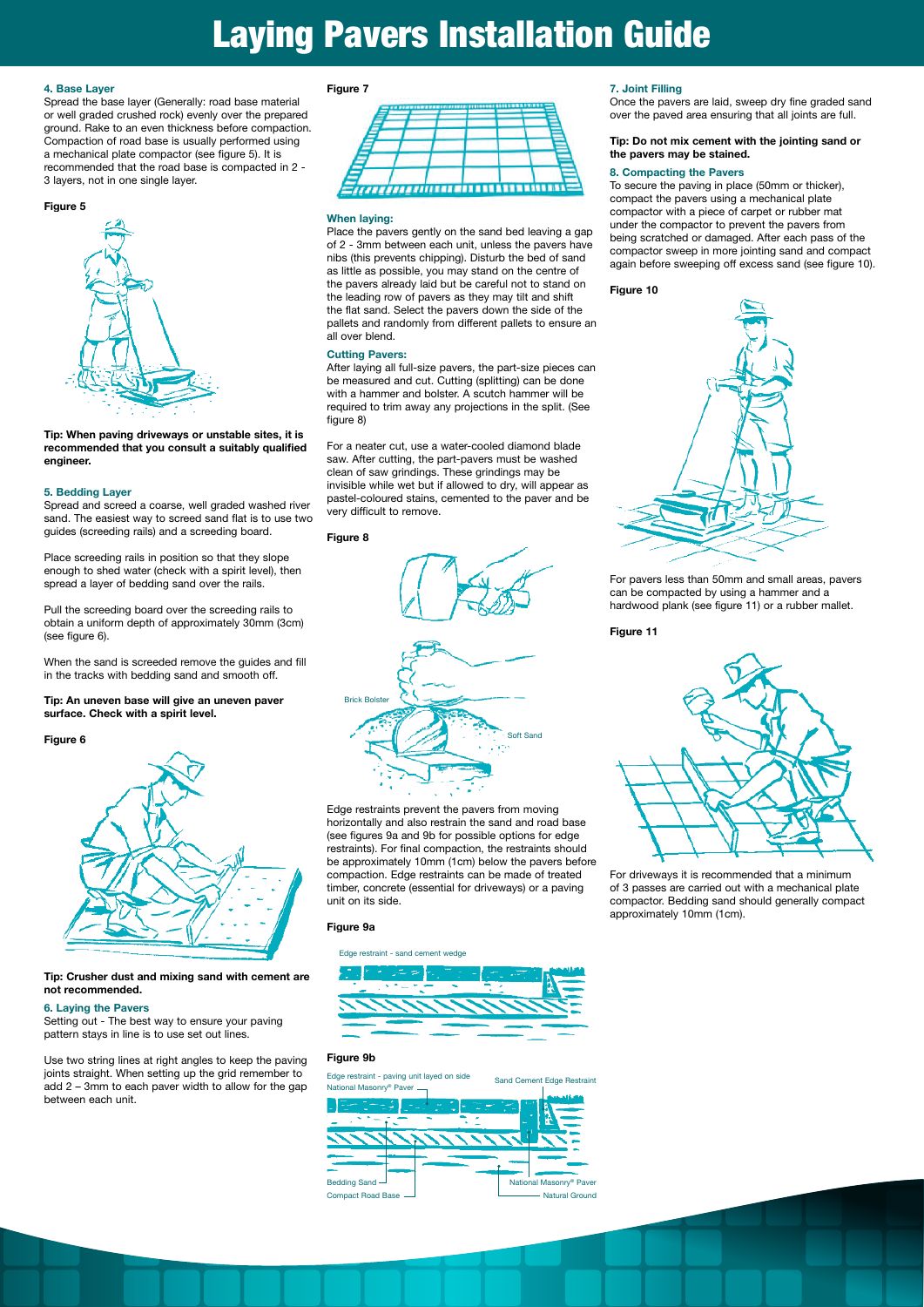# Laying Pavers Installation Guide

### 4. Base Layer

Spread the base layer (Generally: road base material or well graded crushed rock) evenly over the prepared ground. Rake to an even thickness before compaction. Compaction of road base is usually performed using a mechanical plate compactor (see figure 5). It is recommended that the road base is compacted in 2 - 3 layers, not in one single layer.

**Figure 5**

**Tip: When paving driveways or unstable sites, it is recommended that you consult a suitably qualified engineer.**

### 5. Bedding Layer

Spread and screed a coarse, well graded washed river sand. The easiest way to screed sand flat is to use two guides (screeding rails) and a screeding board.

Place screeding rails in position so that they slope enough to shed water (check with a spirit level), then spread a layer of bedding sand over the rails.

Pull the screeding board over the screeding rails to obtain a uniform depth of approximately 30mm (3cm) (see figure 6).

When the sand is screeded remove the guides and fill in the tracks with bedding sand and smooth off.

**Tip: An uneven base will give an uneven paver surface. Check with a spirit level.**

**Figure 6**

**Tip: Crusher dust and mixing sand with cement are not recommended.**

### 6. Laying the Pavers

Setting out - The best way to ensure your paving pattern stays in line is to use set out lines.

Use two string lines at right angles to keep the paving joints straight. When setting up the grid remember to add 2 – 3mm to each paver width to allow for the gap between each unit.

**Figure 7**

### When laying:

Place the pavers gently on the sand bed leaving a gap of 2 - 3mm between each unit, unless the pavers have nibs (this prevents chipping). Disturb the bed of sand as little as possible, you may stand on the centre of the pavers already laid but be careful not to stand on the leading row of pavers as they may tilt and shift the flat sand. Select the pavers down the side of the pallets and randomly from different pallets to ensure an all over blend.

### Cutting Pavers:

After laying all full-size pavers, the part-size pieces can be measured and cut. Cutting (splitting) can be done with a hammer and bolster. A scutch hammer will be required to trim away any projections in the split. (See figure 8)

For a neater cut, use a water-cooled diamond blade saw. After cutting, the part-pavers must be washed clean of saw grindings. These grindings may be invisible while wet but if allowed to dry, will appear as pastel-coloured stains, cemented to the paver and be very difficult to remove.

**Figure 8**

Brick Bolster

Soft Sand

Edge restraints prevent the pavers from moving horizontally and also restrain the sand and road base (see figures 9a and 9b for possible options for edge restraints). For final compaction, the restraints should be approximately 10mm (1cm) below the pavers before compaction. Edge restraints can be made of treated timber, concrete (essential for driveways) or a paving unit on its side.

**Figure 9a**

Edge restraint - sand cement wedge

**Figure 9b**

Edge restraint - paving unit layed on side

National Masonry® Paver

Sand Cement Edge Restraint

Bedding Sand

Compact Road Base

National Masonry® Paver

Natural Ground

### 7. Joint Filling

Once the pavers are laid, sweep dry fine graded sand over the paved area ensuring that all joints are full.

**Tip: Do not mix cement with the jointing sand or the pavers may be stained.**

### 8. Compacting the Pavers

To secure the paving in place (50mm or thicker), compact the pavers using a mechanical plate compactor with a piece of carpet or rubber mat under the compactor to prevent the pavers from being scratched or damaged. After each pass of the compactor sweep in more jointing sand and compact again before sweeping off excess sand (see figure 10).

**Figure 10**

For pavers less than 50mm and small areas, pavers can be compacted by using a hammer and a hardwood plank (see figure 11) or a rubber mallet.

**Figure 11**

For driveways it is recommended that a minimum of 3 passes are carried out with a mechanical plate compactor. Bedding sand should generally compact approximately 10mm (1cm).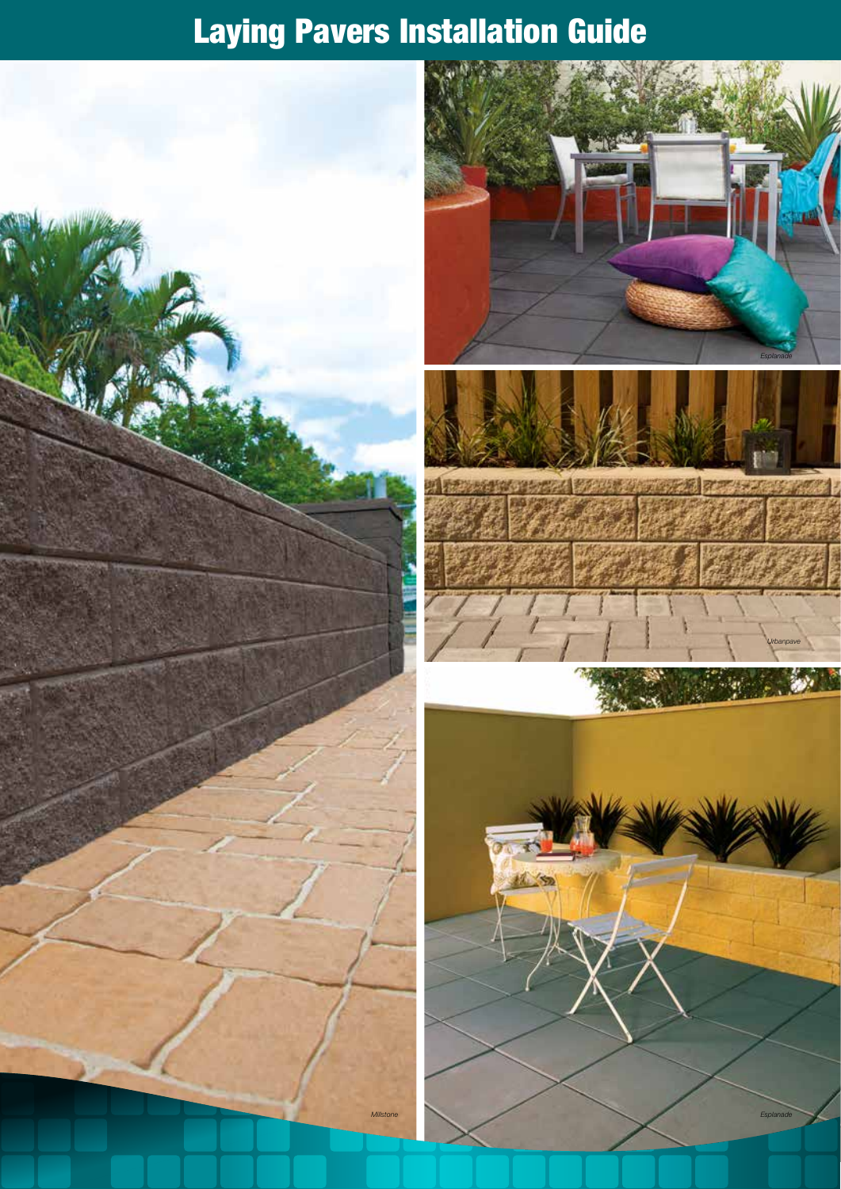# Laying Pavers Installation Guide

*Millstone*

*Esplanade*

*Urbanpave*

*Esplanade*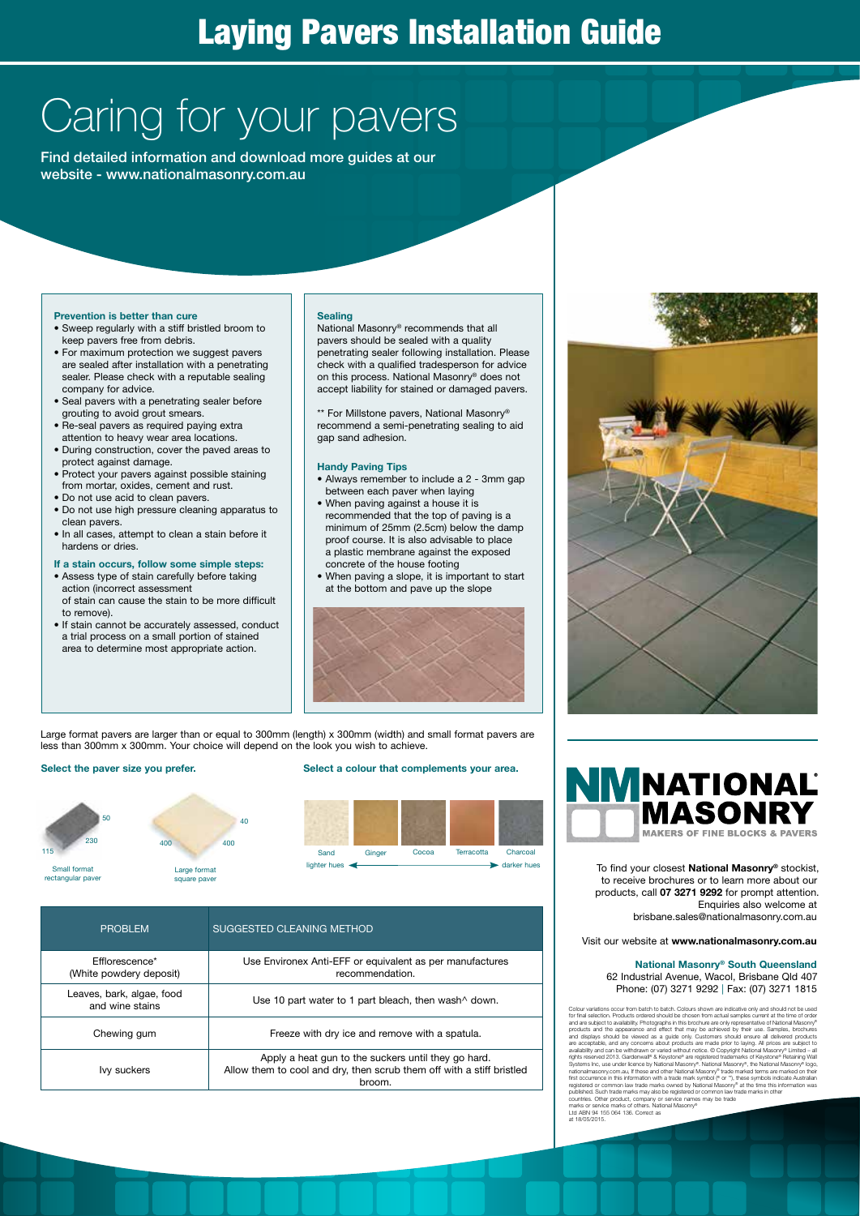# Laying Pavers Installation Guide

# Caring for your pavers

**Find detailed information and download more guides at our website - www.nationalmasonry.com.au**

### Prevention is better than cure

- Sweep regularly with a stiff bristled broom to keep pavers free from debris.
- For maximum protection we suggest pavers are sealed after installation with a penetrating sealer. Please check with a reputable sealing company for advice.
- Seal pavers with a penetrating sealer before grouting to avoid grout smears.
- Re-seal pavers as required paying extra attention to heavy wear area locations.
- During construction, cover the paved areas to protect against damage.
- Protect your pavers against possible staining from mortar, oxides, cement and rust.
- Do not use acid to clean pavers.
- Do not use high pressure cleaning apparatus to clean pavers.
- In all cases, attempt to clean a stain before it hardens or dries.

### If a stain occurs, follow some simple steps:

- Assess type of stain carefully before taking action (incorrect assessment of stain can cause the stain to be more difficult to remove).
- If stain cannot be accurately assessed, conduct a trial process on a small portion of stained area to determine most appropriate action.

### Sealing

National Masonry® recommends that all pavers should be sealed with a quality penetrating sealer following installation. Please check with a qualified tradesperson for advice on this process. National Masonry® does not accept liability for stained or damaged pavers.

** For Millstone pavers, National Masonry® recommend a semi-penetrating sealing to aid gap sand adhesion.

### Handy Paving Tips

- Always remember to include a 2 - 3mm gap between each paver when laying
- When paving against a house it is recommended that the top of paving is a minimum of 25mm (2.5cm) below the damp proof course. It is also advisable to place a plastic membrane against the exposed concrete of the house footing
- When paving a slope, it is important to start at the bottom and pave up the slope

Large format pavers are larger than or equal to 300mm (length) x 300mm (width) and small format pavers are less than 300mm x 300mm. Your choice will depend on the look you wish to achieve.

**Select the paver size you prefer.**

50
230
115
Small format rectangular paver

40
400
400
Large format square paver

**Select a colour that complements your area.**

Sand
Ginger
Cocoa
Terracotta
Charcoal
lighter hues
darker hues

| PROBLEM | SUGGESTED CLEANING METHOD |
|---|---|
| Efflorescence* (White powdery deposit) | Use Environex Anti-EFF or equivalent as per manufactures recommendation. |
| Leaves, bark, algae, food and wine stains | Use 10 part water to 1 part bleach, then wash^ down. |
| Chewing gum | Freeze with dry ice and remove with a spatula. |
| Ivy suckers | Apply a heat gun to the suckers until they go hard. Allow them to cool and dry, then scrub them off with a stiff bristled broom. |

**NATIONAL MASONRY**
MAKERS OF FINE BLOCKS & PAVERS

To find your closest **National Masonry®** stockist, to receive brochures or to learn more about our products, call **07 3271 9292** for prompt attention. Enquiries also welcome at brisbane.sales@nationalmasonry.com.au

Visit our website at **www.nationalmasonry.com.au**

**National Masonry® South Queensland**
62 Industrial Avenue, Wacol, Brisbane Qld 407
Phone: (07) 3271 9292 | Fax: (07) 3271 1815

Colour variations occur from batch to batch. Colours shown are indicative only and should not be used for final selection. Products ordered should be chosen from actual samples current at the time of order and are subject to availability. Photographs in this brochure are only representative of National Masonry® products and the appearance and effect that may be achieved by their use. Samples, brochures and displays should be viewed as a guide only. Customers should ensure all delivered products are acceptable, and any concerns about products are made prior to laying. All prices are subject to availability and can be withdrawn or varied without notice. © Copyright National Masonry® Limited – all rights reserved 2013. Gardenwall® & Keystone® are registered trademarks of Keystone® Retaining Wall Systems Inc, use under licence by National Masonry®. National Masonry®, the National Masonry® logo, nationalmasonry.com.au, If these and other National Masonry® trade marked terms are marked on their first occurrence in this information with a trade mark symbol (® or ™), these symbols indicate Australian registered or common law trade marks owned by National Masonry® at the time this information was published. Such trade marks may also be registered or common law trade marks in other countries. Other product, company or service names may be trade marks or service marks of others. National Masonry® Ltd ABN 94 155 064 136. Correct as at 18/05/2015.